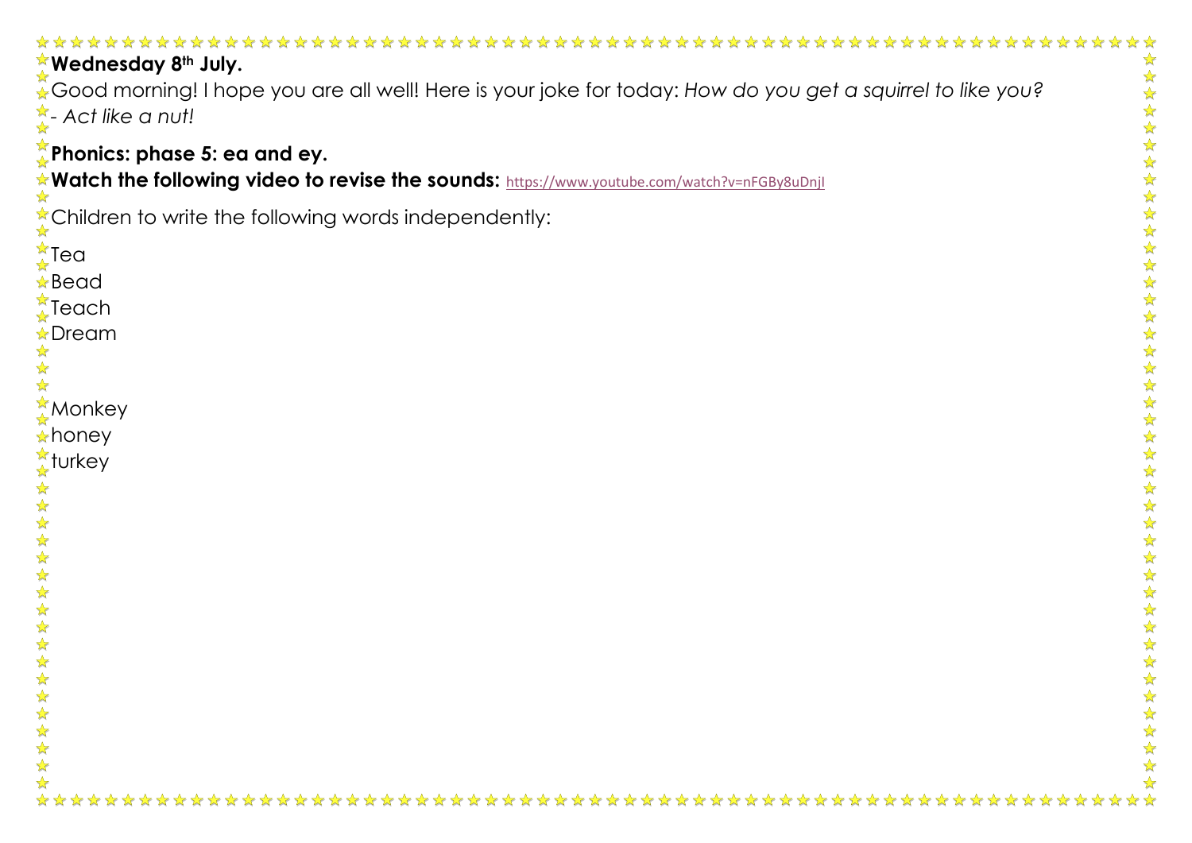**Wednesday 8th July.**

Good morning! I hope you are all well! Here is your joke for today: *How do you get a squirrel to like you?*
*- Act like a nut!*

**Phonics: phase 5: ea and ey.**

**Watch the following video to revise the sounds:** https://www.youtube.com/watch?v=nFGBy8uDnjI

Children to write the following words independently:

Tea
Bead
Teach
Dream

Monkey
honey
turkey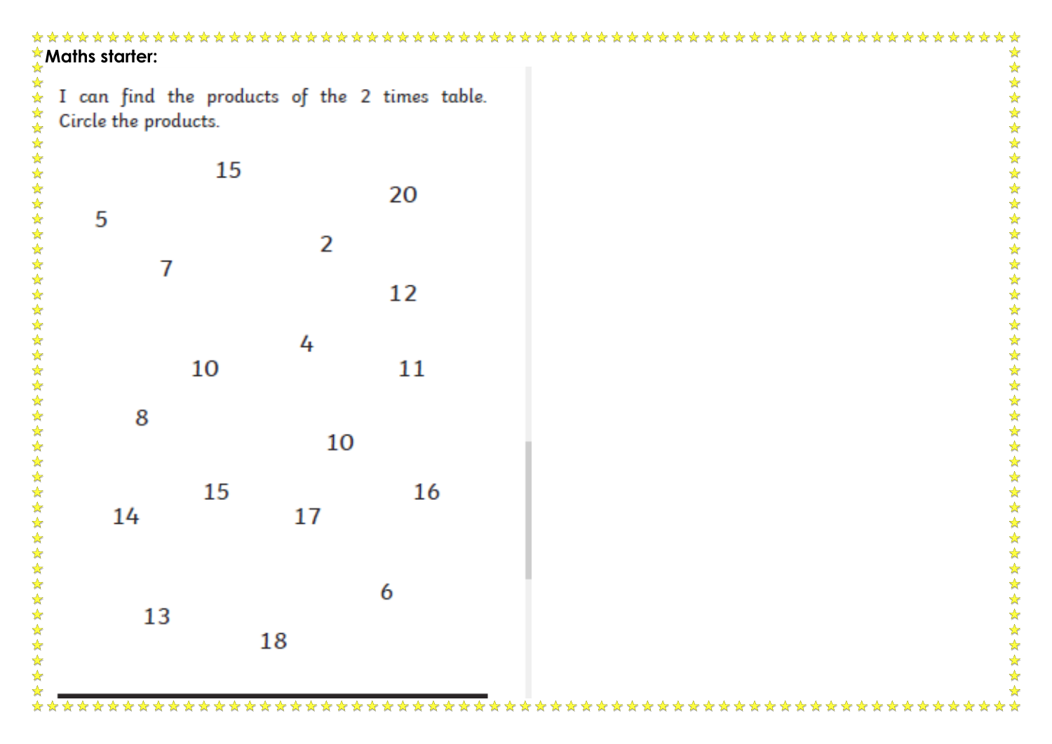**Maths starter:**

I can find the products of the 2 times table.
Circle the products.

15

20

5

2

7

12

4

10

11

8

10

15

16

14

17

6

13

18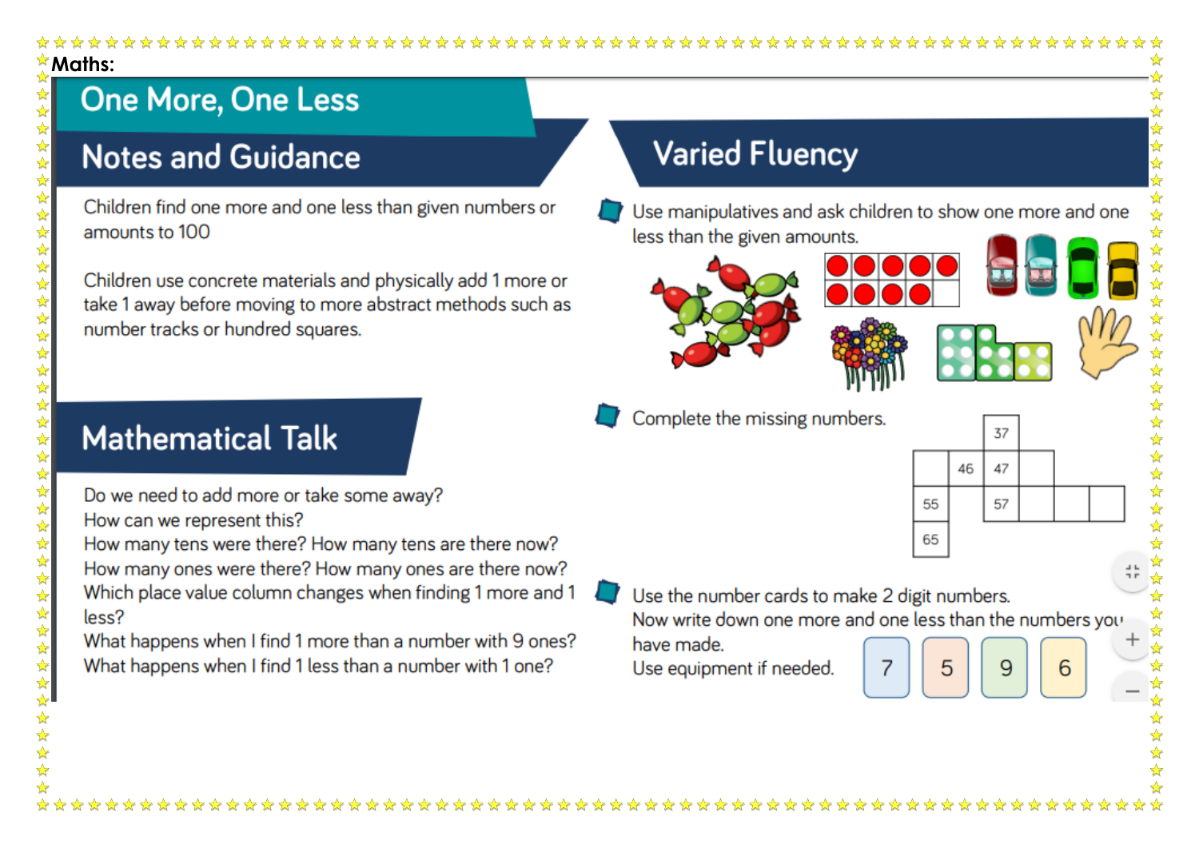Maths:

# One More, One Less

## Notes and Guidance

Children find one more and one less than given numbers or amounts to 100

Children use concrete materials and physically add 1 more or take 1 away before moving to more abstract methods such as number tracks or hundred squares.

## Mathematical Talk

Do we need to add more or take some away?
How can we represent this?
How many tens were there? How many tens are there now?
How many ones were there? How many ones are there now?
Which place value column changes when finding 1 more and 1 less?
What happens when I find 1 more than a number with 9 ones?
What happens when I find 1 less than a number with 1 one?

## Varied Fluency

- Use manipulatives and ask children to show one more and one less than the given amounts.

- Complete the missing numbers.

|  |  | 37 |  |  |  |
|---|---|---|---|---|---|
|  | 46 | 47 |  |  |  |
| 55 |  | 57 |  |  |  |
| 65 |  |  |  |  |  |

- Use the number cards to make 2 digit numbers.
  Now write down one more and one less than the numbers you have made.
  Use equipment if needed.

  7 5 9 6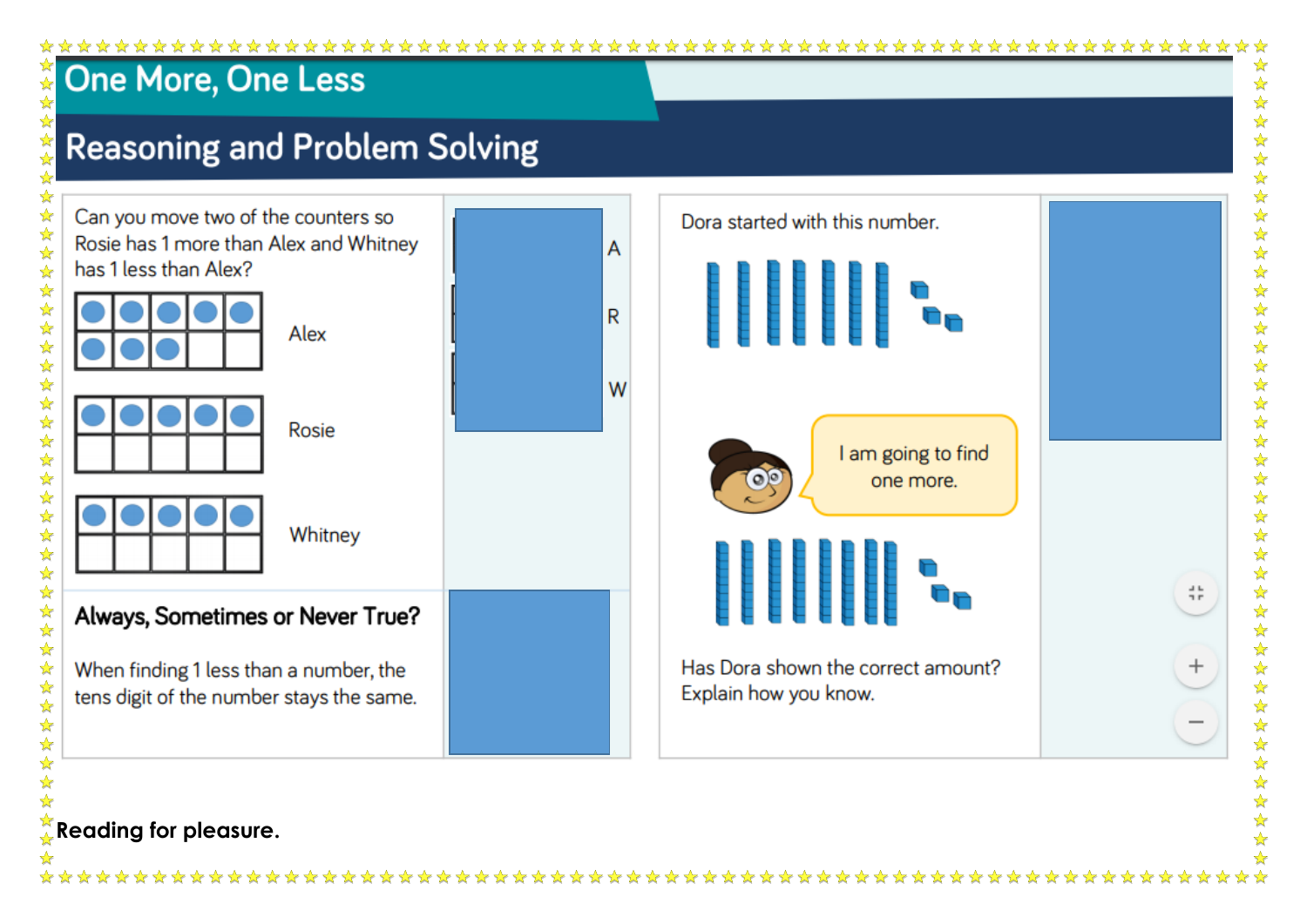# One More, One Less

## Reasoning and Problem Solving

Can you move two of the counters so Rosie has 1 more than Alex and Whitney has 1 less than Alex?

Alex

Rosie

Whitney

A

R

W

**Always, Sometimes or Never True?**

When finding 1 less than a number, the tens digit of the number stays the same.

Dora started with this number.

I am going to find one more.

Has Dora shown the correct amount? Explain how you know.

**Reading for pleasure.**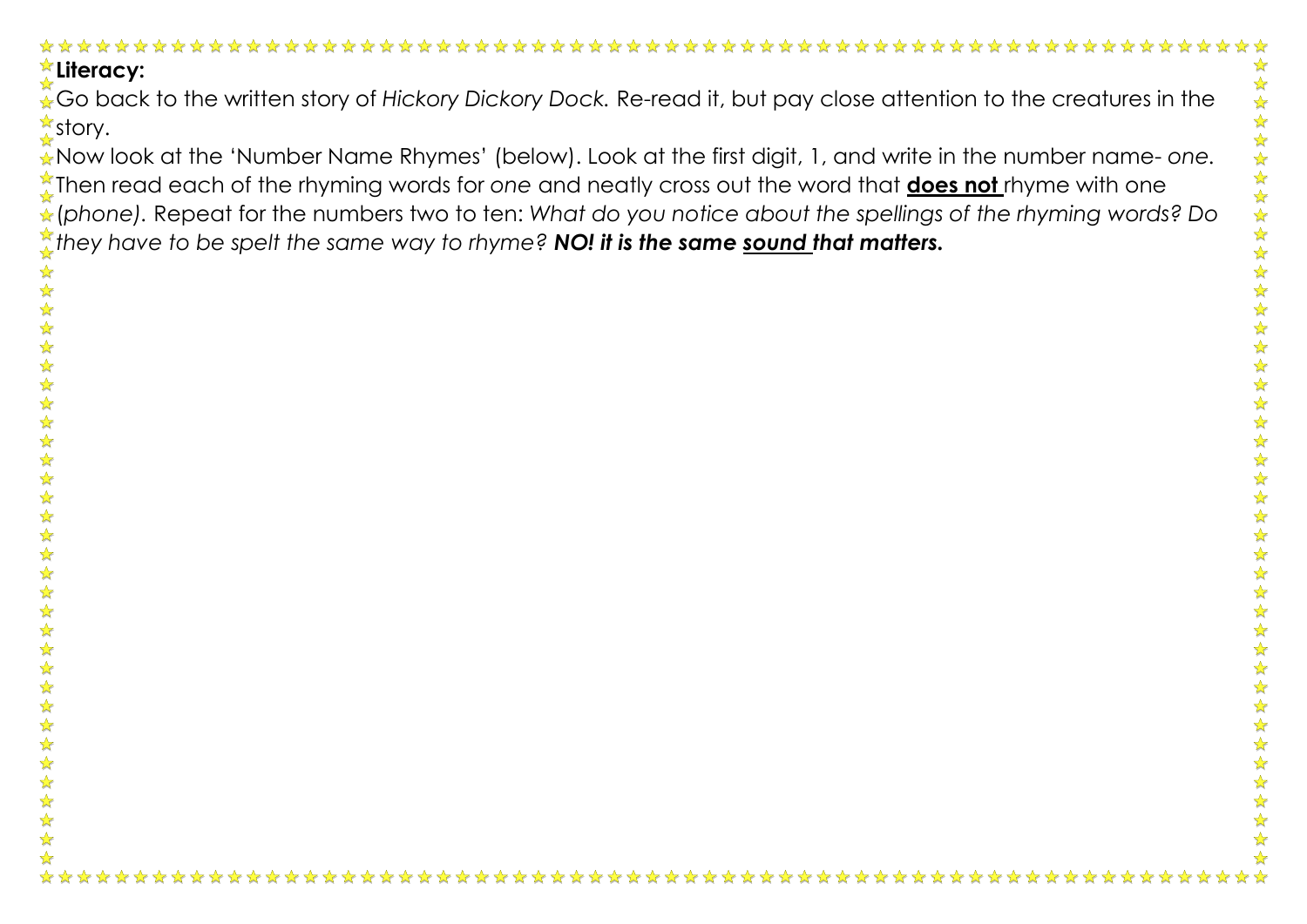**Literacy:**

Go back to the written story of *Hickory Dickory Dock.* Re-read it, but pay close attention to the creatures in the story.

Now look at the 'Number Name Rhymes' (below). Look at the first digit, 1, and write in the number name- *one*. Then read each of the rhyming words for *one* and neatly cross out the word that <u>**does not**</u> rhyme with one (*phone)*. Repeat for the numbers two to ten: *What do you notice about the spellings of the rhyming words? Do they have to be spelt the same way to rhyme?* ***NO! it is the same <u>sound</u> that matters.***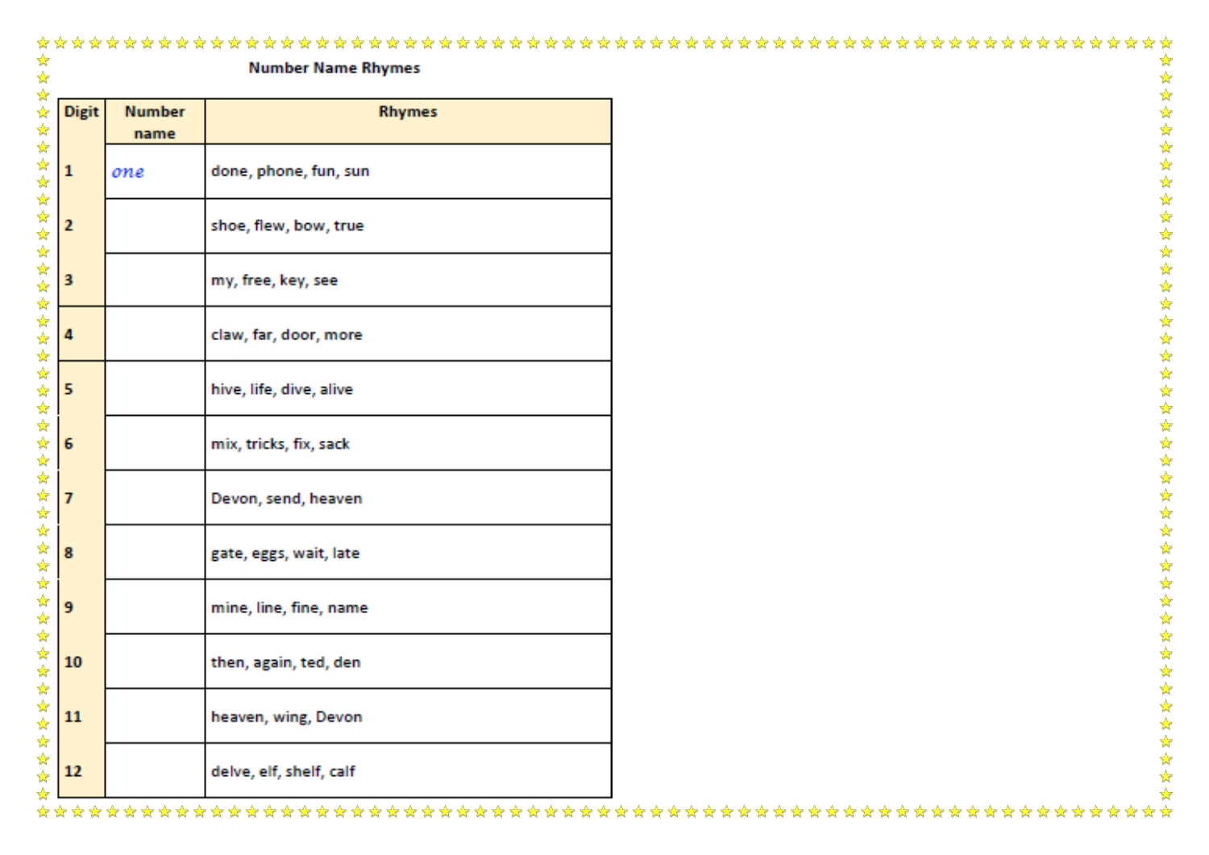**Number Name Rhymes**

| Digit | Number name | Rhymes |
|---|---|---|
| 1 | *one* | done, phone, fun, sun |
| 2 | | shoe, flew, bow, true |
| 3 | | my, free, key, see |
| 4 | | claw, far, door, more |
| 5 | | hive, life, dive, alive |
| 6 | | mix, tricks, fix, sack |
| 7 | | Devon, send, heaven |
| 8 | | gate, eggs, wait, late |
| 9 | | mine, line, fine, name |
| 10 | | then, again, ted, den |
| 11 | | heaven, wing, Devon |
| 12 | | delve, elf, shelf, calf |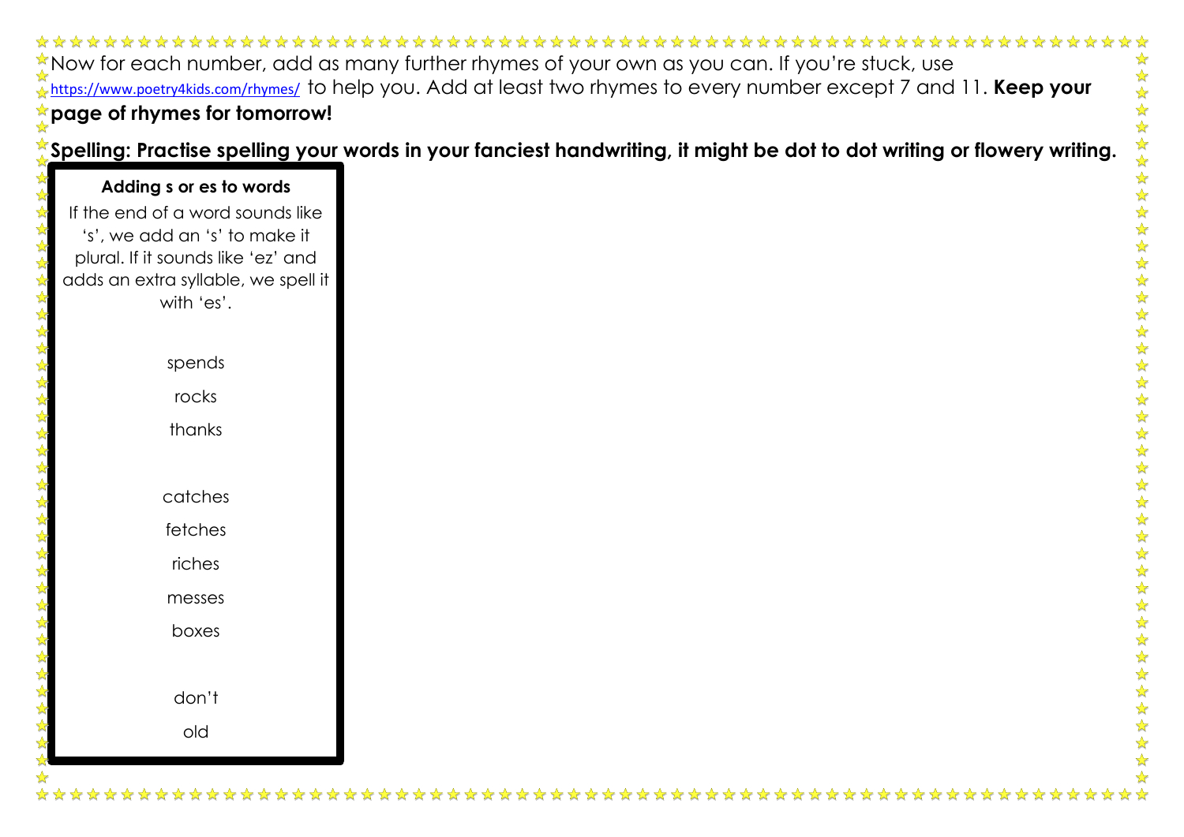Now for each number, add as many further rhymes of your own as you can. If you're stuck, use https://www.poetry4kids.com/rhymes/ to help you. Add at least two rhymes to every number except 7 and 11. **Keep your page of rhymes for tomorrow!**

**Spelling: Practise spelling your words in your fanciest handwriting, it might be dot to dot writing or flowery writing.**

**Adding s or es to words**

If the end of a word sounds like 's', we add an 's' to make it plural. If it sounds like 'ez' and adds an extra syllable, we spell it with 'es'.

spends

rocks

thanks

catches

fetches

riches

messes

boxes

don't

old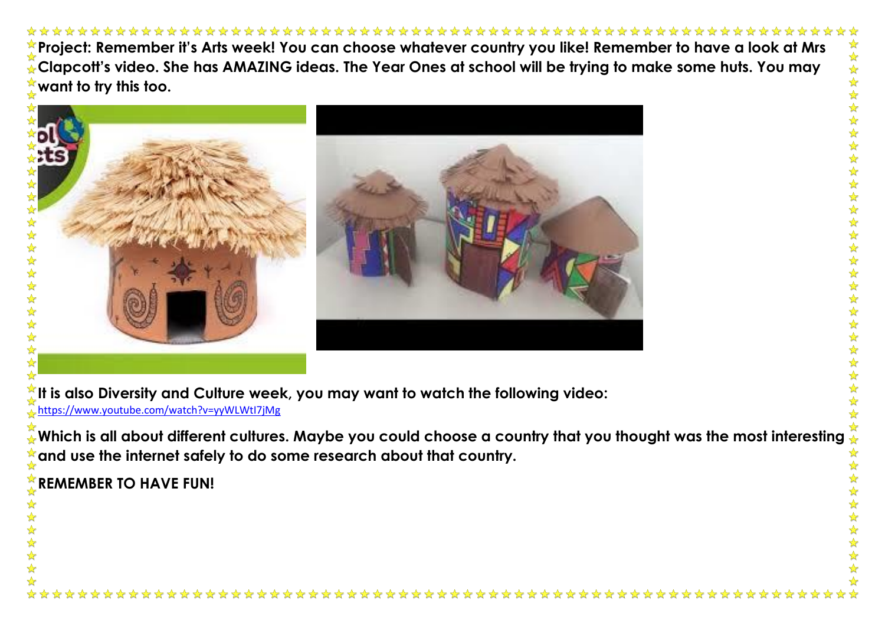**Project: Remember it's Arts week! You can choose whatever country you like! Remember to have a look at Mrs Clapcott's video. She has AMAZING ideas. The Year Ones at school will be trying to make some huts. You may want to try this too.**

**It is also Diversity and Culture week, you may want to watch the following video:**

https://www.youtube.com/watch?v=yyWLWtI7jMg

**Which is all about different cultures. Maybe you could choose a country that you thought was the most interesting and use the internet safely to do some research about that country.**

**REMEMBER TO HAVE FUN!**